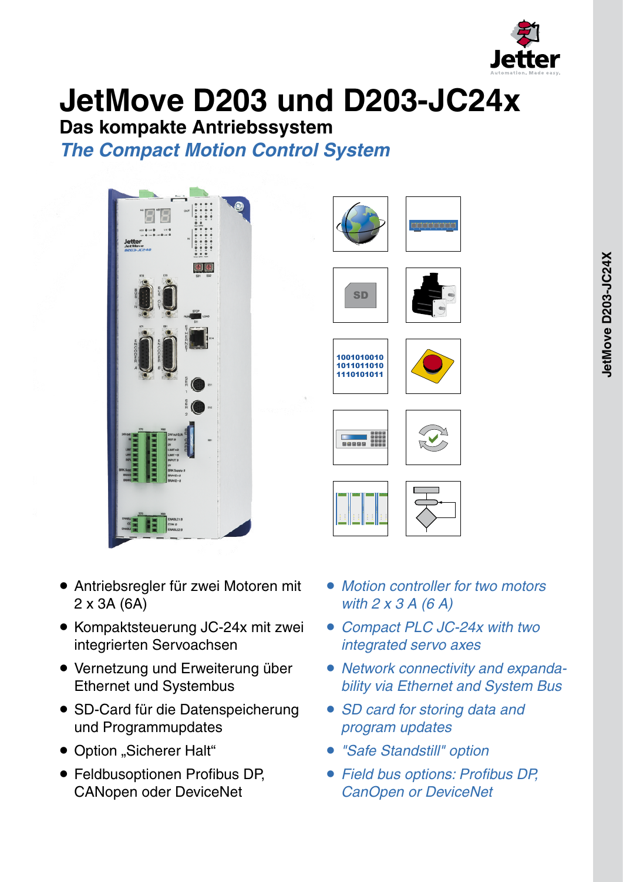# JetMove D203 und D203-JC24x

## Das kompakte Antriebssystem

## *The Compact Motion Control System*

- Antriebsregler für zwei Motoren mit 2 x 3A (6A)
- Kompaktsteuerung JC-24x mit zwei integrierten Servoachsen
- Vernetzung und Erweiterung über Ethernet und Systembus
- SD-Card für die Datenspeicherung und Programmupdates
- Option „Sicherer Halt"
- Feldbusoptionen Profibus DP, CANopen oder DeviceNet

- *Motion controller for two motors with 2 x 3 A (6 A)*
- *Compact PLC JC-24x with two integrated servo axes*
- *Network connectivity and expandability via Ethernet and System Bus*
- *SD card for storing data and program updates*
- *"Safe Standstill" option*
- *Field bus options: Profibus DP, CanOpen or DeviceNet*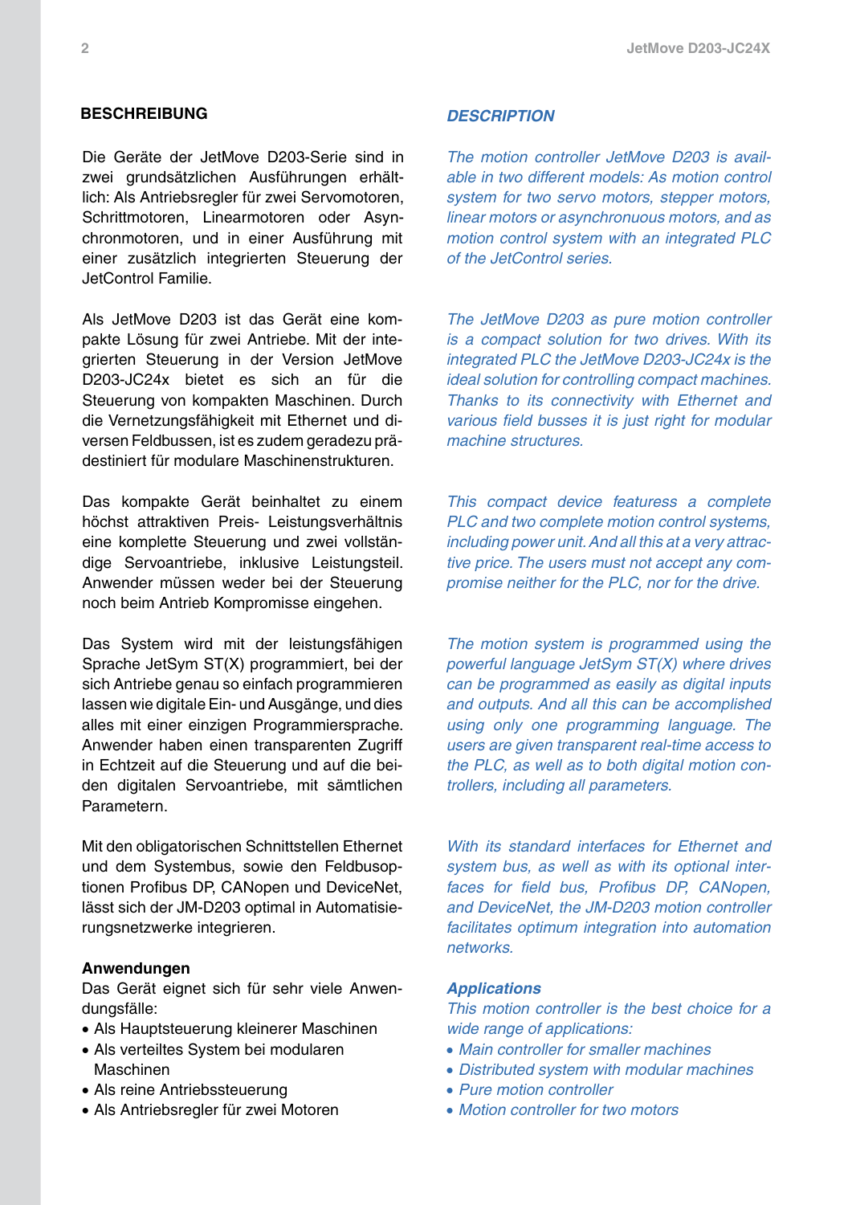## BESCHREIBUNG

Die Geräte der JetMove D203-Serie sind in zwei grundsätzlichen Ausführungen erhältlich: Als Antriebsregler für zwei Servomotoren, Schrittmotoren, Linearmotoren oder Asynchronmotoren, und in einer Ausführung mit einer zusätzlich integrierten Steuerung der JetControl Familie.

Als JetMove D203 ist das Gerät eine kompakte Lösung für zwei Antriebe. Mit der integrierten Steuerung in der Version JetMove D203-JC24x bietet es sich an für die Steuerung von kompakten Maschinen. Durch die Vernetzungsfähigkeit mit Ethernet und diversen Feldbussen, ist es zudem geradezu prädestiniert für modulare Maschinenstrukturen.

Das kompakte Gerät beinhaltet zu einem höchst attraktiven Preis- Leistungsverhältnis eine komplette Steuerung und zwei vollständige Servoantriebe, inklusive Leistungsteil. Anwender müssen weder bei der Steuerung noch beim Antrieb Kompromisse eingehen.

Das System wird mit der leistungsfähigen Sprache JetSym ST(X) programmiert, bei der sich Antriebe genau so einfach programmieren lassen wie digitale Ein- und Ausgänge, und dies alles mit einer einzigen Programmiersprache. Anwender haben einen transparenten Zugriff in Echtzeit auf die Steuerung und auf die beiden digitalen Servoantriebe, mit sämtlichen Parametern.

Mit den obligatorischen Schnittstellen Ethernet und dem Systembus, sowie den Feldbusoptionen Profibus DP, CANopen und DeviceNet, lässt sich der JM-D203 optimal in Automatisierungsnetzwerke integrieren.

**Anwendungen**

Das Gerät eignet sich für sehr viele Anwendungsfälle:

- Als Hauptsteuerung kleinerer Maschinen
- Als verteiltes System bei modularen Maschinen
- Als reine Antriebssteuerung
- Als Antriebsregler für zwei Motoren

## *DESCRIPTION*

*The motion controller JetMove D203 is available in two different models: As motion control system for two servo motors, stepper motors, linear motors or asynchronous motors, and as motion control system with an integrated PLC of the JetControl series.*

*The JetMove D203 as pure motion controller is a compact solution for two drives. With its integrated PLC the JetMove D203-JC24x is the ideal solution for controlling compact machines. Thanks to its connectivity with Ethernet and various field busses it is just right for modular machine structures.*

*This compact device featuress a complete PLC and two complete motion control systems, including power unit. And all this at a very attractive price. The users must not accept any compromise neither for the PLC, nor for the drive.*

*The motion system is programmed using the powerful language JetSym ST(X) where drives can be programmed as easily as digital inputs and outputs. And all this can be accomplished using only one programming language. The users are given transparent real-time access to the PLC, as well as to both digital motion controllers, including all parameters.*

*With its standard interfaces for Ethernet and system bus, as well as with its optional interfaces for field bus, Profibus DP, CANopen, and DeviceNet, the JM-D203 motion controller facilitates optimum integration into automation networks.*

***Applications***

*This motion controller is the best choice for a wide range of applications:*

- *Main controller for smaller machines*
- *Distributed system with modular machines*
- *Pure motion controller*
- *Motion controller for two motors*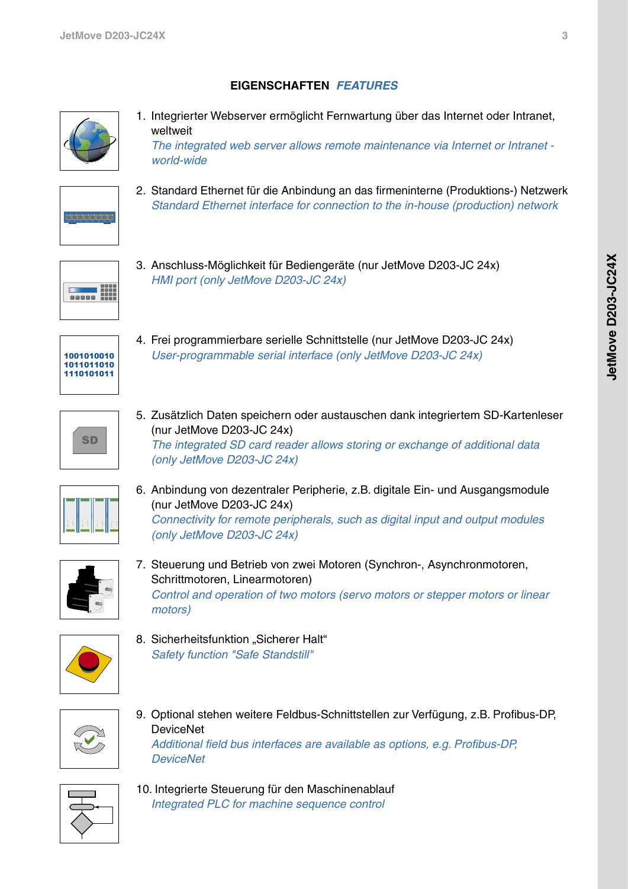## EIGENSCHAFTEN *FEATURES*

1. Integrierter Webserver ermöglicht Fernwartung über das Internet oder Intranet, weltweit
   *The integrated web server allows remote maintenance via Internet or Intranet - world-wide*

2. Standard Ethernet für die Anbindung an das firmeninterne (Produktions-) Netzwerk
   *Standard Ethernet interface for connection to the in-house (production) network*

3. Anschluss-Möglichkeit für Bediengeräte (nur JetMove D203-JC 24x)
   *HMI port (only JetMove D203-JC 24x)*

4. Frei programmierbare serielle Schnittstelle (nur JetMove D203-JC 24x)
   *User-programmable serial interface (only JetMove D203-JC 24x)*

5. Zusätzlich Daten speichern oder austauschen dank integriertem SD-Kartenleser (nur JetMove D203-JC 24x)
   *The integrated SD card reader allows storing or exchange of additional data (only JetMove D203-JC 24x)*

6. Anbindung von dezentraler Peripherie, z.B. digitale Ein- und Ausgangsmodule (nur JetMove D203-JC 24x)
   *Connectivity for remote peripherals, such as digital input and output modules (only JetMove D203-JC 24x)*

7. Steuerung und Betrieb von zwei Motoren (Synchron-, Asynchronmotoren, Schrittmotoren, Linearmotoren)
   *Control and operation of two motors (servo motors or stepper motors or linear motors)*

8. Sicherheitsfunktion „Sicherer Halt“
   *Safety function "Safe Standstill"*

9. Optional stehen weitere Feldbus-Schnittstellen zur Verfügung, z.B. Profibus-DP, DeviceNet
   *Additional field bus interfaces are available as options, e.g. Profibus-DP, DeviceNet*

10. Integrierte Steuerung für den Maschinenablauf
    *Integrated PLC for machine sequence control*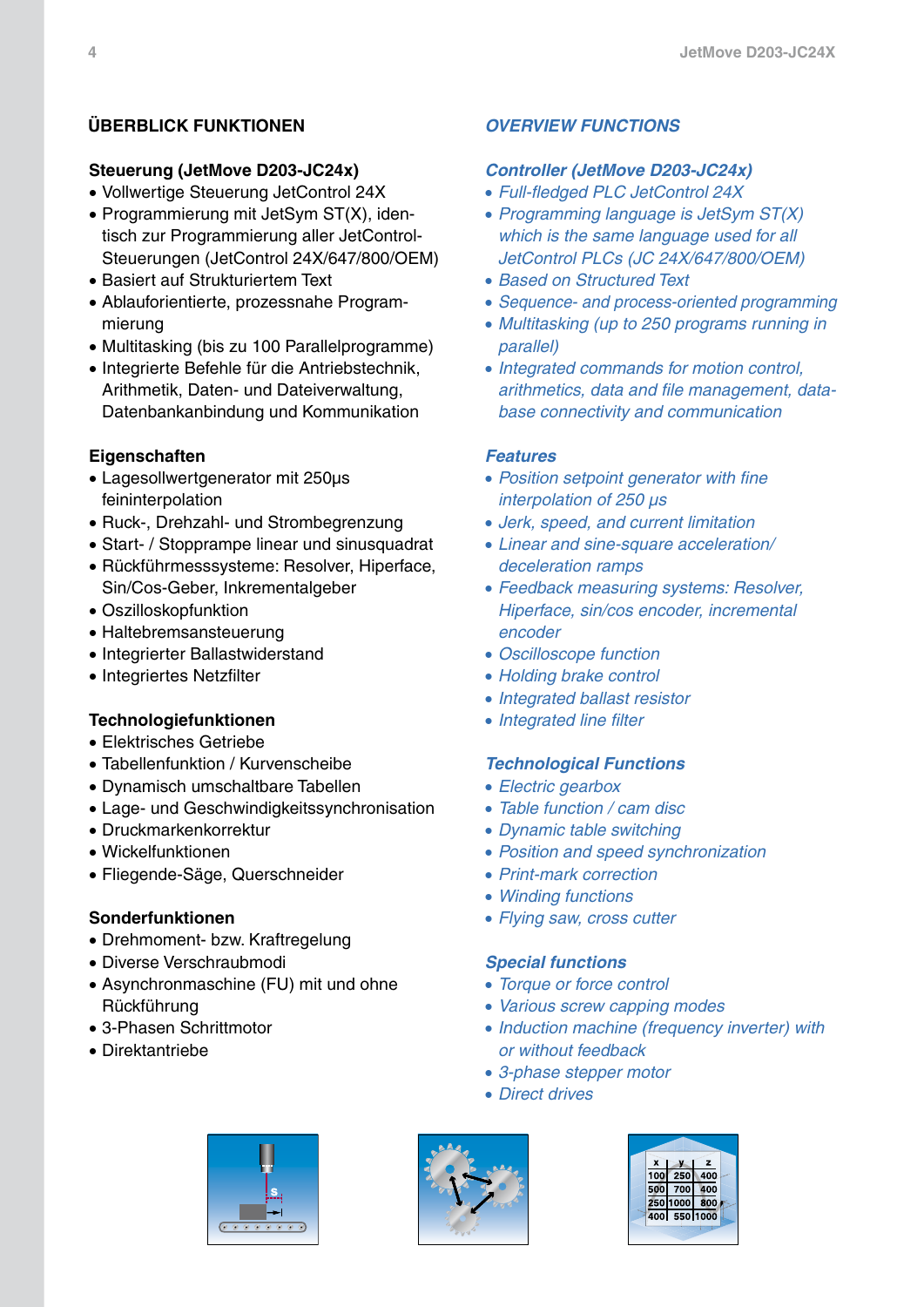## ÜBERBLICK FUNKTIONEN

### Steuerung (JetMove D203-JC24x)

- Vollwertige Steuerung JetControl 24X
- Programmierung mit JetSym ST(X), identisch zur Programmierung aller JetControl-Steuerungen (JetControl 24X/647/800/OEM)
- Basiert auf Strukturiertem Text
- Ablauforientierte, prozessnahe Programmierung
- Multitasking (bis zu 100 Parallelprogramme)
- Integrierte Befehle für die Antriebstechnik, Arithmetik, Daten- und Dateiverwaltung, Datenbankanbindung und Kommunikation

### Eigenschaften

- Lagesollwertgenerator mit 250µs feininterpolation
- Ruck-, Drehzahl- und Strombegrenzung
- Start- / Stopprampe linear und sinusquadrat
- Rückführmesssysteme: Resolver, Hiperface, Sin/Cos-Geber, Inkrementalgeber
- Oszilloskopfunktion
- Haltebremsansteuerung
- Integrierter Ballastwiderstand
- Integriertes Netzfilter

### Technologiefunktionen

- Elektrisches Getriebe
- Tabellenfunktion / Kurvenscheibe
- Dynamisch umschaltbare Tabellen
- Lage- und Geschwindigkeitssynchronisation
- Druckmarkenkorrektur
- Wickelfunktionen
- Fliegende-Säge, Querschneider

### Sonderfunktionen

- Drehmoment- bzw. Kraftregelung
- Diverse Verschraubmodi
- Asynchronmaschine (FU) mit und ohne Rückführung
- 3-Phasen Schrittmotor
- Direktantriebe

## *OVERVIEW FUNCTIONS*

### *Controller (JetMove D203-JC24x)*

- *Full-fledged PLC JetControl 24X*
- *Programming language is JetSym ST(X) which is the same language used for all JetControl PLCs (JC 24X/647/800/OEM)*
- *Based on Structured Text*
- *Sequence- and process-oriented programming*
- *Multitasking (up to 250 programs running in parallel)*
- *Integrated commands for motion control, arithmetics, data and file management, database connectivity and communication*

### *Features*

- *Position setpoint generator with fine interpolation of 250 µs*
- *Jerk, speed, and current limitation*
- *Linear and sine-square acceleration/ deceleration ramps*
- *Feedback measuring systems: Resolver, Hiperface, sin/cos encoder, incremental encoder*
- *Oscilloscope function*
- *Holding brake control*
- *Integrated ballast resistor*
- *Integrated line filter*

### *Technological Functions*

- *Electric gearbox*
- *Table function / cam disc*
- *Dynamic table switching*
- *Position and speed synchronization*
- *Print-mark correction*
- *Winding functions*
- *Flying saw, cross cutter*

### *Special functions*

- *Torque or force control*
- *Various screw capping modes*
- *Induction machine (frequency inverter) with or without feedback*
- *3-phase stepper motor*
- *Direct drives*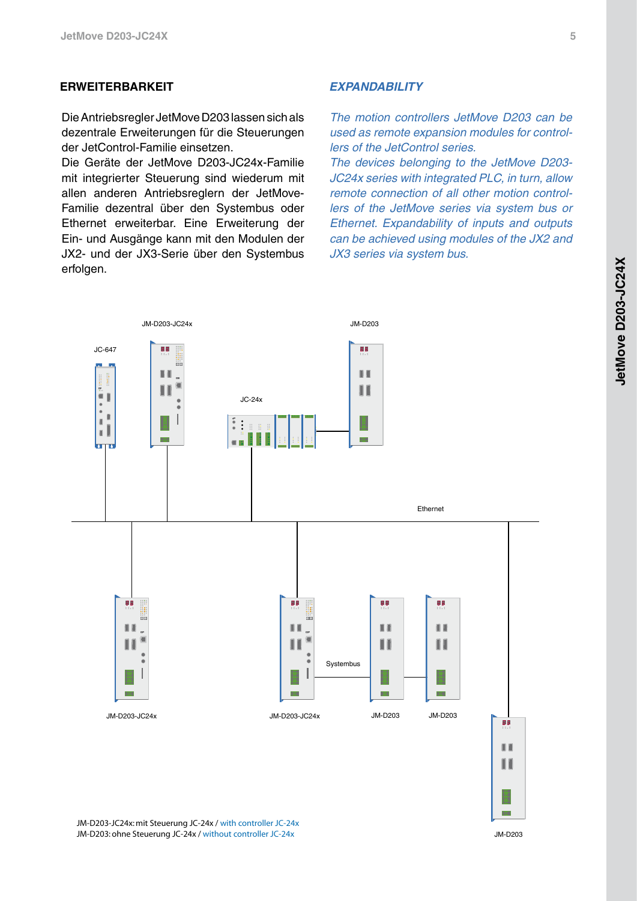## ERWEITERBARKEIT

Die Antriebsregler JetMove D203 lassen sich als dezentrale Erweiterungen für die Steuerungen der JetControl-Familie einsetzen.
Die Geräte der JetMove D203-JC24x-Familie mit integrierter Steuerung sind wiederum mit allen anderen Antriebsreglern der JetMove-Familie dezentral über den Systembus oder Ethernet erweiterbar. Eine Erweiterung der Ein- und Ausgänge kann mit den Modulen der JX2- und der JX3-Serie über den Systembus erfolgen.

## *EXPANDABILITY*

*The motion controllers JetMove D203 can be used as remote expansion modules for controllers of the JetControl series.*
*The devices belonging to the JetMove D203-JC24x series with integrated PLC, in turn, allow remote connection of all other motion controllers of the JetMove series via system bus or Ethernet. Expandability of inputs and outputs can be achieved using modules of the JX2 and JX3 series via system bus.*

JC-647, JM-D203-JC24x, JC-24x, JM-D203, Ethernet, Systembus

JM-D203-JC24x: mit Steuerung JC-24x / with controller JC-24x
JM-D203: ohne Steuerung JC-24x / without controller JC-24x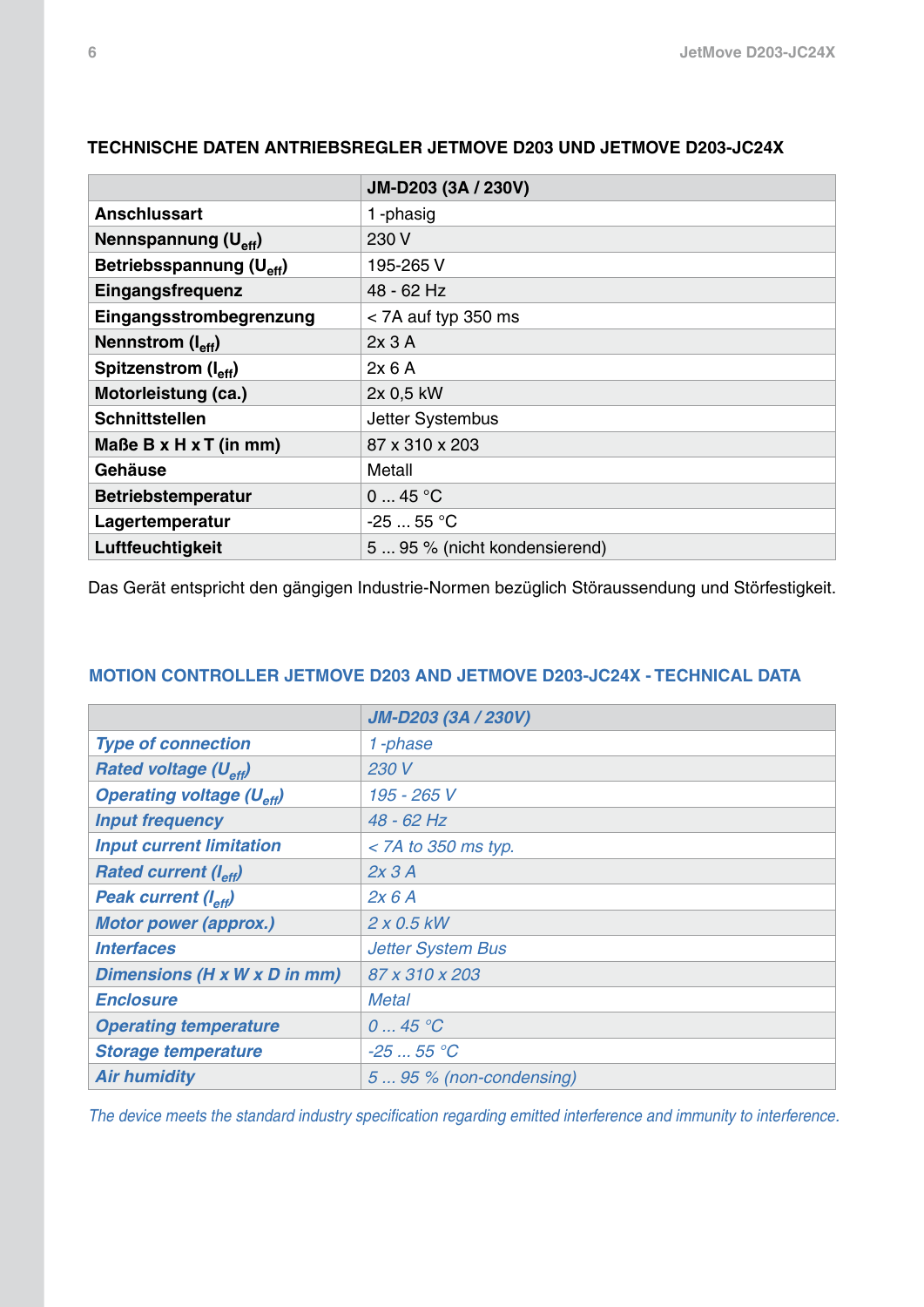## TECHNISCHE DATEN ANTRIEBSREGLER JETMOVE D203 UND JETMOVE D203-JC24X

| | **JM-D203 (3A / 230V)** |
|---|---|
| **Anschlussart** | 1 -phasig |
| **Nennspannung ($U_{eff}$)** | 230 V |
| **Betriebsspannung ($U_{eff}$)** | 195-265 V |
| **Eingangsfrequenz** | 48 - 62 Hz |
| **Eingangsstrombegrenzung** | < 7A auf typ 350 ms |
| **Nennstrom ($I_{eff}$)** | 2x 3 A |
| **Spitzenstrom ($I_{eff}$)** | 2x 6 A |
| **Motorleistung (ca.)** | 2x 0,5 kW |
| **Schnittstellen** | Jetter Systembus |
| **Maße B x H x T (in mm)** | 87 x 310 x 203 |
| **Gehäuse** | Metall |
| **Betriebstemperatur** | 0 ... 45 °C |
| **Lagertemperatur** | -25 ... 55 °C |
| **Luftfeuchtigkeit** | 5 ... 95 % (nicht kondensierend) |

Das Gerät entspricht den gängigen Industrie-Normen bezüglich Störaussendung und Störfestigkeit.

## MOTION CONTROLLER JETMOVE D203 AND JETMOVE D203-JC24X - TECHNICAL DATA

| | ***JM-D203 (3A / 230V)*** |
|---|---|
| ***Type of connection*** | *1 -phase* |
| ***Rated voltage ($U_{eff}$)*** | *230 V* |
| ***Operating voltage ($U_{eff}$)*** | *195 - 265 V* |
| ***Input frequency*** | *48 - 62 Hz* |
| ***Input current limitation*** | *< 7A to 350 ms typ.* |
| ***Rated current ($I_{eff}$)*** | *2x 3 A* |
| ***Peak current ($I_{eff}$)*** | *2x 6 A* |
| ***Motor power (approx.)*** | *2 x 0.5 kW* |
| ***Interfaces*** | *Jetter System Bus* |
| ***Dimensions (H x W x D in mm)*** | *87 x 310 x 203* |
| ***Enclosure*** | *Metal* |
| ***Operating temperature*** | *0 ... 45 °C* |
| ***Storage temperature*** | *-25 ... 55 °C* |
| ***Air humidity*** | *5 ... 95 % (non-condensing)* |

*The device meets the standard industry specification regarding emitted interference and immunity to interference.*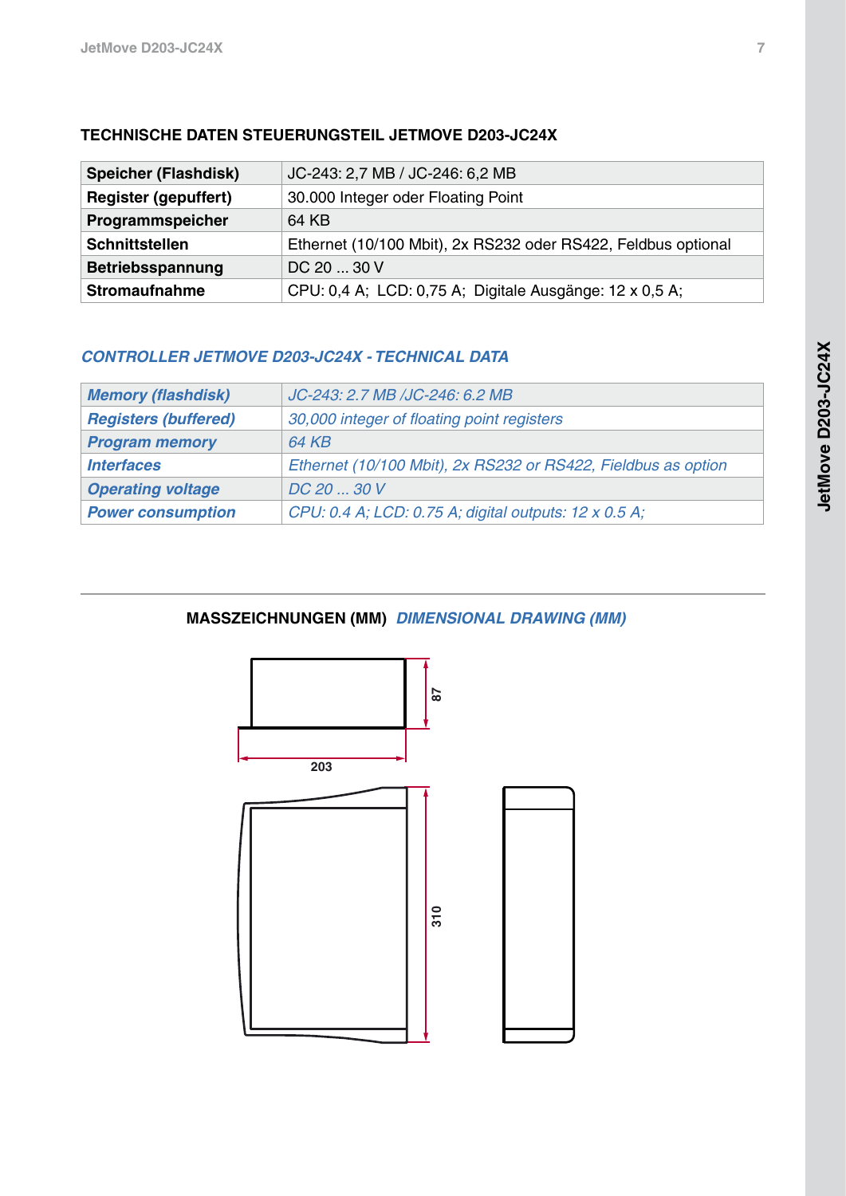## TECHNISCHE DATEN STEUERUNGSTEIL JETMOVE D203-JC24X

| | |
|---|---|
| **Speicher (Flashdisk)** | JC-243: 2,7 MB / JC-246: 6,2 MB |
| **Register (gepuffert)** | 30.000 Integer oder Floating Point |
| **Programmspeicher** | 64 KB |
| **Schnittstellen** | Ethernet (10/100 Mbit), 2x RS232 oder RS422, Feldbus optional |
| **Betriebsspannung** | DC 20 ... 30 V |
| **Stromaufnahme** | CPU: 0,4 A; LCD: 0,75 A; Digitale Ausgänge: 12 x 0,5 A; |

## *CONTROLLER JETMOVE D203-JC24X - TECHNICAL DATA*

| | |
|---|---|
| ***Memory (flashdisk)*** | *JC-243: 2.7 MB /JC-246: 6.2 MB* |
| ***Registers (buffered)*** | *30,000 integer of floating point registers* |
| ***Program memory*** | *64 KB* |
| ***Interfaces*** | *Ethernet (10/100 Mbit), 2x RS232 or RS422, Fieldbus as option* |
| ***Operating voltage*** | *DC 20 ... 30 V* |
| ***Power consumption*** | *CPU: 0.4 A; LCD: 0.75 A; digital outputs: 12 x 0.5 A;* |

## MASSZEICHNUNGEN (MM) *DIMENSIONAL DRAWING (MM)*

87

203

310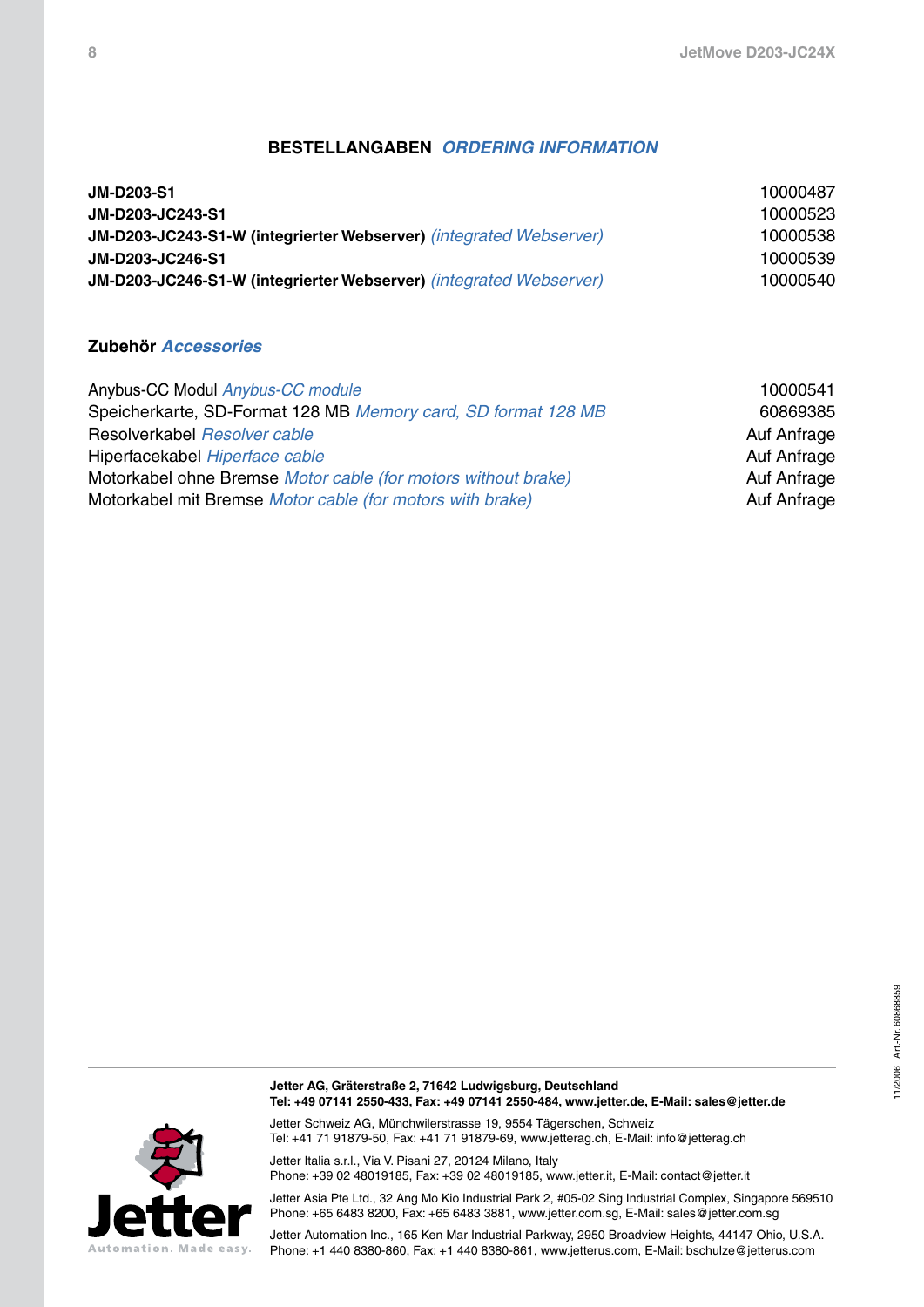## BESTELLANGABEN *ORDERING INFORMATION*

| | |
|---|---|
| **JM-D203-S1** | 10000487 |
| **JM-D203-JC243-S1** | 10000523 |
| **JM-D203-JC243-S1-W (integrierter Webserver)** *(integrated Webserver)* | 10000538 |
| **JM-D203-JC246-S1** | 10000539 |
| **JM-D203-JC246-S1-W (integrierter Webserver)** *(integrated Webserver)* | 10000540 |

### Zubehör *Accessories*

| | |
|---|---|
| Anybus-CC Modul *Anybus-CC module* | 10000541 |
| Speicherkarte, SD-Format 128 MB *Memory card, SD format 128 MB* | 60869385 |
| Resolverkabel *Resolver cable* | Auf Anfrage |
| Hiperfacekabel *Hiperface cable* | Auf Anfrage |
| Motorkabel ohne Bremse *Motor cable (for motors without brake)* | Auf Anfrage |
| Motorkabel mit Bremse *Motor cable (for motors with brake)* | Auf Anfrage |

Jetter

Automation. Made easy.

**Jetter AG, Gräterstraße 2, 71642 Ludwigsburg, Deutschland**
**Tel: +49 07141 2550-433, Fax: +49 07141 2550-484, www.jetter.de, E-Mail: sales@jetter.de**

Jetter Schweiz AG, Münchwilerstrasse 19, 9554 Tägerschen, Schweiz
Tel: +41 71 91879-50, Fax: +41 71 91879-69, www.jetterag.ch, E-Mail: info@jetterag.ch

Jetter Italia s.r.l., Via V. Pisani 27, 20124 Milano, Italy
Phone: +39 02 48019185, Fax: +39 02 48019185, www.jetter.it, E-Mail: contact@jetter.it

Jetter Asia Pte Ltd., 32 Ang Mo Kio Industrial Park 2, #05-02 Sing Industrial Complex, Singapore 569510
Phone: +65 6483 8200, Fax: +65 6483 3881, www.jetter.com.sg, E-Mail: sales@jetter.com.sg

Jetter Automation Inc., 165 Ken Mar Industrial Parkway, 2950 Broadview Heights, 44147 Ohio, U.S.A.
Phone: +1 440 8380-860, Fax: +1 440 8380-861, www.jetterus.com, E-Mail: bschulze@jetterus.com

11/2006 Art.-Nr. 60868859